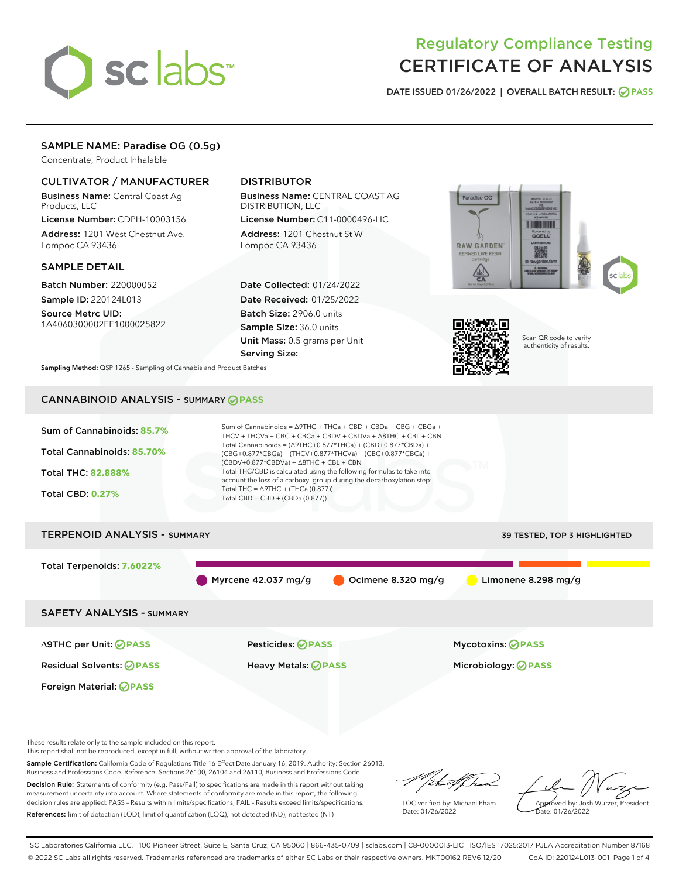# Regulatory Compliance Testing
# CERTIFICATE OF ANALYSIS

DATE ISSUED 01/26/2022 | OVERALL BATCH RESULT: PASS

## SAMPLE NAME: Paradise OG (0.5g)

Concentrate, Product Inhalable

### CULTIVATOR / MANUFACTURER

**Business Name:** Central Coast Ag Products, LLC
**License Number:** CDPH-10003156
**Address:** 1201 West Chestnut Ave. Lompoc CA 93436

### DISTRIBUTOR

**Business Name:** CENTRAL COAST AG DISTRIBUTION, LLC
**License Number:** C11-0000496-LIC
**Address:** 1201 Chestnut St W Lompoc CA 93436

### SAMPLE DETAIL

**Batch Number:** 220000052
**Sample ID:** 220124L013
**Source Metrc UID:** 1A4060300002EE1000025822

**Date Collected:** 01/24/2022
**Date Received:** 01/25/2022
**Batch Size:** 2906.0 units
**Sample Size:** 36.0 units
**Unit Mass:** 0.5 grams per Unit
**Serving Size:**

Scan QR code to verify authenticity of results.

**Sampling Method:** QSP 1265 - Sampling of Cannabis and Product Batches

## CANNABINOID ANALYSIS - SUMMARY PASS

**Sum of Cannabinoids:** 85.7%
**Total Cannabinoids:** 85.70%
**Total THC:** 82.888%
**Total CBD:** 0.27%

Sum of Cannabinoids = Δ9THC + THCa + CBD + CBDa + CBG + CBGa + THCV + THCVa + CBC + CBCa + CBDV + CBDVa + Δ8THC + CBL + CBN
Total Cannabinoids = (Δ9THC+0.877*THCa) + (CBD+0.877*CBDa) + (CBG+0.877*CBGa) + (THCV+0.877*THCVa) + (CBC+0.877*CBCa) + (CBDV+0.877*CBDVa) + Δ8THC + CBL + CBN
Total THC/CBD is calculated using the following formulas to take into account the loss of a carboxyl group during the decarboxylation step:
Total THC = Δ9THC + (THCa (0.877))
Total CBD = CBD + (CBDa (0.877))

## TERPENOID ANALYSIS - SUMMARY

39 TESTED, TOP 3 HIGHLIGHTED

**Total Terpenoids:** 7.6022%

Myrcene 42.037 mg/g
Ocimene 8.320 mg/g
Limonene 8.298 mg/g

## SAFETY ANALYSIS - SUMMARY

Δ9THC per Unit: PASS
Pesticides: PASS
Mycotoxins: PASS
Residual Solvents: PASS
Heavy Metals: PASS
Microbiology: PASS
Foreign Material: PASS

These results relate only to the sample included on this report.
This report shall not be reproduced, except in full, without written approval of the laboratory.

**Sample Certification:** California Code of Regulations Title 16 Effect Date January 16, 2019. Authority: Section 26013, Business and Professions Code. Reference: Sections 26100, 26104 and 26110, Business and Professions Code.

**Decision Rule:** Statements of conformity (e.g. Pass/Fail) to specifications are made in this report without taking measurement uncertainty into account. Where statements of conformity are made in this report, the following decision rules are applied: PASS – Results within limits/specifications, FAIL – Results exceed limits/specifications.

**References:** limit of detection (LOD), limit of quantification (LOQ), not detected (ND), not tested (NT)

LQC verified by: Michael Pham
Date: 01/26/2022

Approved by: Josh Wurzer, President
Date: 01/26/2022

SC Laboratories California LLC. | 100 Pioneer Street, Suite E, Santa Cruz, CA 95060 | 866-435-0709 | sclabs.com | C8-0000013-LIC | ISO/IES 17025:2017 PJLA Accreditation Number 87168
© 2022 SC Labs all rights reserved. Trademarks referenced are trademarks of either SC Labs or their respective owners. MKT00162 REV6 12/20 CoA ID: 220124L013-001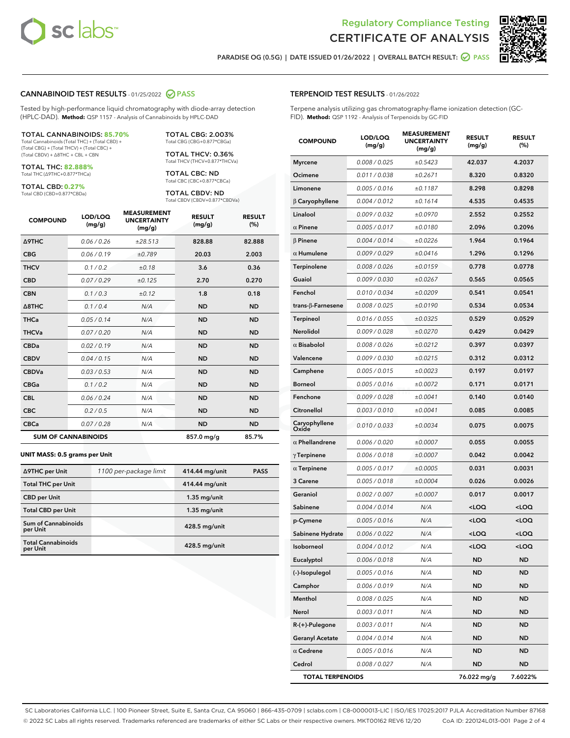Regulatory Compliance Testing
# CERTIFICATE OF ANALYSIS

PARADISE OG (0.5G) | DATE ISSUED 01/26/2022 | OVERALL BATCH RESULT: PASS

## CANNABINOID TEST RESULTS - 01/25/2022 PASS

Tested by high-performance liquid chromatography with diode-array detection (HPLC-DAD). **Method:** QSP 1157 - Analysis of Cannabinoids by HPLC-DAD

**TOTAL CANNABINOIDS: 85.70%**
Total Cannabinoids (Total THC) + (Total CBD) + (Total CBG) + (Total THCV) + (Total CBC) + (Total CBDV) + Δ8THC + CBL + CBN

**TOTAL THC: 82.888%**
Total THC (Δ9THC+0.877*THCa)

**TOTAL CBD: 0.27%**
Total CBD (CBD+0.877*CBDa)

**TOTAL CBG: 2.003%**
Total CBG (CBG+0.877*CBGa)

**TOTAL THCV: 0.36%**
Total THCV (THCV+0.877*THCVa)

**TOTAL CBC: ND**
Total CBC (CBC+0.877*CBCa)

**TOTAL CBDV: ND**
Total CBDV (CBDV+0.877*CBDVa)

| COMPOUND | LOD/LOQ (mg/g) | MEASUREMENT UNCERTAINTY (mg/g) | RESULT (mg/g) | RESULT (%) |
|---|---|---|---|---|
| Δ9THC | 0.06 / 0.26 | ±28.513 | 828.88 | 82.888 |
| CBG | 0.06 / 0.19 | ±0.789 | 20.03 | 2.003 |
| THCV | 0.1 / 0.2 | ±0.18 | 3.6 | 0.36 |
| CBD | 0.07 / 0.29 | ±0.125 | 2.70 | 0.270 |
| CBN | 0.1 / 0.3 | ±0.12 | 1.8 | 0.18 |
| Δ8THC | 0.1 / 0.4 | N/A | ND | ND |
| THCa | 0.05 / 0.14 | N/A | ND | ND |
| THCVa | 0.07 / 0.20 | N/A | ND | ND |
| CBDa | 0.02 / 0.19 | N/A | ND | ND |
| CBDV | 0.04 / 0.15 | N/A | ND | ND |
| CBDVa | 0.03 / 0.53 | N/A | ND | ND |
| CBGa | 0.1 / 0.2 | N/A | ND | ND |
| CBL | 0.06 / 0.24 | N/A | ND | ND |
| CBC | 0.2 / 0.5 | N/A | ND | ND |
| CBCa | 0.07 / 0.28 | N/A | ND | ND |
| **SUM OF CANNABINOIDS** | | | 857.0 mg/g | 85.7% |

**UNIT MASS: 0.5 grams per Unit**

| | | | |
|---|---|---|---|
| Δ9THC per Unit | 1100 per-package limit | 414.44 mg/unit | PASS |
| Total THC per Unit | | 414.44 mg/unit | |
| CBD per Unit | | 1.35 mg/unit | |
| Total CBD per Unit | | 1.35 mg/unit | |
| Sum of Cannabinoids per Unit | | 428.5 mg/unit | |
| Total Cannabinoids per Unit | | 428.5 mg/unit | |

## TERPENOID TEST RESULTS - 01/26/2022

Terpene analysis utilizing gas chromatography-flame ionization detection (GC-FID). **Method:** QSP 1192 - Analysis of Terpenoids by GC-FID

| COMPOUND | LOD/LOQ (mg/g) | MEASUREMENT UNCERTAINTY (mg/g) | RESULT (mg/g) | RESULT (%) |
|---|---|---|---|---|
| Myrcene | 0.008 / 0.025 | ±0.5423 | 42.037 | 4.2037 |
| Ocimene | 0.011 / 0.038 | ±0.2671 | 8.320 | 0.8320 |
| Limonene | 0.005 / 0.016 | ±0.1187 | 8.298 | 0.8298 |
| β Caryophyllene | 0.004 / 0.012 | ±0.1614 | 4.535 | 0.4535 |
| Linalool | 0.009 / 0.032 | ±0.0970 | 2.552 | 0.2552 |
| α Pinene | 0.005 / 0.017 | ±0.0180 | 2.096 | 0.2096 |
| β Pinene | 0.004 / 0.014 | ±0.0226 | 1.964 | 0.1964 |
| α Humulene | 0.009 / 0.029 | ±0.0416 | 1.296 | 0.1296 |
| Terpinolene | 0.008 / 0.026 | ±0.0159 | 0.778 | 0.0778 |
| Guaiol | 0.009 / 0.030 | ±0.0267 | 0.565 | 0.0565 |
| Fenchol | 0.010 / 0.034 | ±0.0209 | 0.541 | 0.0541 |
| trans-β-Farnesene | 0.008 / 0.025 | ±0.0190 | 0.534 | 0.0534 |
| Terpineol | 0.016 / 0.055 | ±0.0325 | 0.529 | 0.0529 |
| Nerolidol | 0.009 / 0.028 | ±0.0270 | 0.429 | 0.0429 |
| α Bisabolol | 0.008 / 0.026 | ±0.0212 | 0.397 | 0.0397 |
| Valencene | 0.009 / 0.030 | ±0.0215 | 0.312 | 0.0312 |
| Camphene | 0.005 / 0.015 | ±0.0023 | 0.197 | 0.0197 |
| Borneol | 0.005 / 0.016 | ±0.0072 | 0.171 | 0.0171 |
| Fenchone | 0.009 / 0.028 | ±0.0041 | 0.140 | 0.0140 |
| Citronellol | 0.003 / 0.010 | ±0.0041 | 0.085 | 0.0085 |
| Caryophyllene Oxide | 0.010 / 0.033 | ±0.0034 | 0.075 | 0.0075 |
| α Phellandrene | 0.006 / 0.020 | ±0.0007 | 0.055 | 0.0055 |
| γ Terpinene | 0.006 / 0.018 | ±0.0007 | 0.042 | 0.0042 |
| α Terpinene | 0.005 / 0.017 | ±0.0005 | 0.031 | 0.0031 |
| 3 Carene | 0.005 / 0.018 | ±0.0004 | 0.026 | 0.0026 |
| Geraniol | 0.002 / 0.007 | ±0.0007 | 0.017 | 0.0017 |
| Sabinene | 0.004 / 0.014 | N/A | <LOQ | <LOQ |
| p-Cymene | 0.005 / 0.016 | N/A | <LOQ | <LOQ |
| Sabinene Hydrate | 0.006 / 0.022 | N/A | <LOQ | <LOQ |
| Isoborneol | 0.004 / 0.012 | N/A | <LOQ | <LOQ |
| Eucalyptol | 0.006 / 0.018 | N/A | ND | ND |
| (-)-Isopulegol | 0.005 / 0.016 | N/A | ND | ND |
| Camphor | 0.006 / 0.019 | N/A | ND | ND |
| Menthol | 0.008 / 0.025 | N/A | ND | ND |
| Nerol | 0.003 / 0.011 | N/A | ND | ND |
| R-(+)-Pulegone | 0.003 / 0.011 | N/A | ND | ND |
| Geranyl Acetate | 0.004 / 0.014 | N/A | ND | ND |
| α Cedrene | 0.005 / 0.016 | N/A | ND | ND |
| Cedrol | 0.008 / 0.027 | N/A | ND | ND |
| **TOTAL TERPENOIDS** | | | 76.022 mg/g | 7.6022% |

SC Laboratories California LLC. | 100 Pioneer Street, Suite E, Santa Cruz, CA 95060 | 866-435-0709 | sclabs.com | C8-0000013-LIC | ISO/IES 17025:2017 PJLA Accreditation Number 87168
© 2022 SC Labs all rights reserved. Trademarks referenced are trademarks of either SC Labs or their respective owners. MKT00162 REV6 12/20 CoA ID: 220124L013-001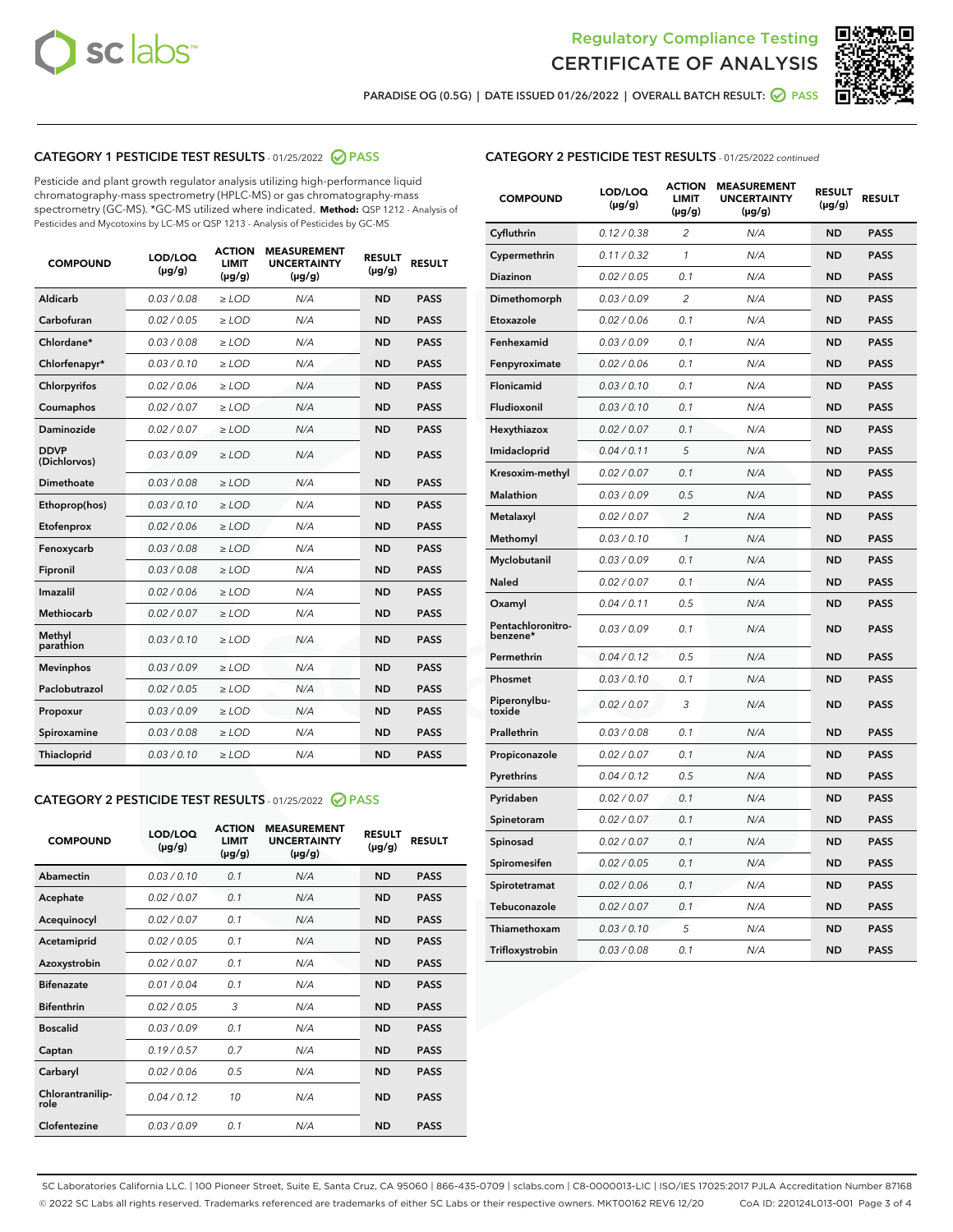Regulatory Compliance Testing

# CERTIFICATE OF ANALYSIS

PARADISE OG (0.5G) | DATE ISSUED 01/26/2022 | OVERALL BATCH RESULT: PASS

## CATEGORY 1 PESTICIDE TEST RESULTS - 01/25/2022 PASS

Pesticide and plant growth regulator analysis utilizing high-performance liquid chromatography-mass spectrometry (HPLC-MS) or gas chromatography-mass spectrometry (GC-MS). *GC-MS utilized where indicated. **Method:** QSP 1212 - Analysis of Pesticides and Mycotoxins by LC-MS or QSP 1213 - Analysis of Pesticides by GC-MS

| COMPOUND | LOD/LOQ (µg/g) | ACTION LIMIT (µg/g) | MEASUREMENT UNCERTAINTY (µg/g) | RESULT (µg/g) | RESULT |
|---|---|---|---|---|---|
| Aldicarb | 0.03 / 0.08 | ≥ LOD | N/A | ND | PASS |
| Carbofuran | 0.02 / 0.05 | ≥ LOD | N/A | ND | PASS |
| Chlordane* | 0.03 / 0.08 | ≥ LOD | N/A | ND | PASS |
| Chlorfenapyr* | 0.03 / 0.10 | ≥ LOD | N/A | ND | PASS |
| Chlorpyrifos | 0.02 / 0.06 | ≥ LOD | N/A | ND | PASS |
| Coumaphos | 0.02 / 0.07 | ≥ LOD | N/A | ND | PASS |
| Daminozide | 0.02 / 0.07 | ≥ LOD | N/A | ND | PASS |
| DDVP (Dichlorvos) | 0.03 / 0.09 | ≥ LOD | N/A | ND | PASS |
| Dimethoate | 0.03 / 0.08 | ≥ LOD | N/A | ND | PASS |
| Ethoprop(hos) | 0.03 / 0.10 | ≥ LOD | N/A | ND | PASS |
| Etofenprox | 0.02 / 0.06 | ≥ LOD | N/A | ND | PASS |
| Fenoxycarb | 0.03 / 0.08 | ≥ LOD | N/A | ND | PASS |
| Fipronil | 0.03 / 0.08 | ≥ LOD | N/A | ND | PASS |
| Imazalil | 0.02 / 0.06 | ≥ LOD | N/A | ND | PASS |
| Methiocarb | 0.02 / 0.07 | ≥ LOD | N/A | ND | PASS |
| Methyl parathion | 0.03 / 0.10 | ≥ LOD | N/A | ND | PASS |
| Mevinphos | 0.03 / 0.09 | ≥ LOD | N/A | ND | PASS |
| Paclobutrazol | 0.02 / 0.05 | ≥ LOD | N/A | ND | PASS |
| Propoxur | 0.03 / 0.09 | ≥ LOD | N/A | ND | PASS |
| Spiroxamine | 0.03 / 0.08 | ≥ LOD | N/A | ND | PASS |
| Thiacloprid | 0.03 / 0.10 | ≥ LOD | N/A | ND | PASS |

## CATEGORY 2 PESTICIDE TEST RESULTS - 01/25/2022 PASS

| COMPOUND | LOD/LOQ (µg/g) | ACTION LIMIT (µg/g) | MEASUREMENT UNCERTAINTY (µg/g) | RESULT (µg/g) | RESULT |
|---|---|---|---|---|---|
| Abamectin | 0.03 / 0.10 | 0.1 | N/A | ND | PASS |
| Acephate | 0.02 / 0.07 | 0.1 | N/A | ND | PASS |
| Acequinocyl | 0.02 / 0.07 | 0.1 | N/A | ND | PASS |
| Acetamiprid | 0.02 / 0.05 | 0.1 | N/A | ND | PASS |
| Azoxystrobin | 0.02 / 0.07 | 0.1 | N/A | ND | PASS |
| Bifenazate | 0.01 / 0.04 | 0.1 | N/A | ND | PASS |
| Bifenthrin | 0.02 / 0.05 | 3 | N/A | ND | PASS |
| Boscalid | 0.03 / 0.09 | 0.1 | N/A | ND | PASS |
| Captan | 0.19 / 0.57 | 0.7 | N/A | ND | PASS |
| Carbaryl | 0.02 / 0.06 | 0.5 | N/A | ND | PASS |
| Chlorantraniliprole | 0.04 / 0.12 | 10 | N/A | ND | PASS |
| Clofentezine | 0.03 / 0.09 | 0.1 | N/A | ND | PASS |
| Cyfluthrin | 0.12 / 0.38 | 2 | N/A | ND | PASS |
| Cypermethrin | 0.11 / 0.32 | 1 | N/A | ND | PASS |
| Diazinon | 0.02 / 0.05 | 0.1 | N/A | ND | PASS |
| Dimethomorph | 0.03 / 0.09 | 2 | N/A | ND | PASS |
| Etoxazole | 0.02 / 0.06 | 0.1 | N/A | ND | PASS |
| Fenhexamid | 0.03 / 0.09 | 0.1 | N/A | ND | PASS |
| Fenpyroximate | 0.02 / 0.06 | 0.1 | N/A | ND | PASS |
| Flonicamid | 0.03 / 0.10 | 0.1 | N/A | ND | PASS |
| Fludioxonil | 0.03 / 0.10 | 0.1 | N/A | ND | PASS |
| Hexythiazox | 0.02 / 0.07 | 0.1 | N/A | ND | PASS |
| Imidacloprid | 0.04 / 0.11 | 5 | N/A | ND | PASS |
| Kresoxim-methyl | 0.02 / 0.07 | 0.1 | N/A | ND | PASS |
| Malathion | 0.03 / 0.09 | 0.5 | N/A | ND | PASS |
| Metalaxyl | 0.02 / 0.07 | 2 | N/A | ND | PASS |
| Methomyl | 0.03 / 0.10 | 1 | N/A | ND | PASS |
| Myclobutanil | 0.03 / 0.09 | 0.1 | N/A | ND | PASS |
| Naled | 0.02 / 0.07 | 0.1 | N/A | ND | PASS |
| Oxamyl | 0.04 / 0.11 | 0.5 | N/A | ND | PASS |
| Pentachloronitrobenzene* | 0.03 / 0.09 | 0.1 | N/A | ND | PASS |
| Permethrin | 0.04 / 0.12 | 0.5 | N/A | ND | PASS |
| Phosmet | 0.03 / 0.10 | 0.1 | N/A | ND | PASS |
| Piperonylbutoxide | 0.02 / 0.07 | 3 | N/A | ND | PASS |
| Prallethrin | 0.03 / 0.08 | 0.1 | N/A | ND | PASS |
| Propiconazole | 0.02 / 0.07 | 0.1 | N/A | ND | PASS |
| Pyrethrins | 0.04 / 0.12 | 0.5 | N/A | ND | PASS |
| Pyridaben | 0.02 / 0.07 | 0.1 | N/A | ND | PASS |
| Spinetoram | 0.02 / 0.07 | 0.1 | N/A | ND | PASS |
| Spinosad | 0.02 / 0.07 | 0.1 | N/A | ND | PASS |
| Spiromesifen | 0.02 / 0.05 | 0.1 | N/A | ND | PASS |
| Spirotetramat | 0.02 / 0.06 | 0.1 | N/A | ND | PASS |
| Tebuconazole | 0.02 / 0.07 | 0.1 | N/A | ND | PASS |
| Thiamethoxam | 0.03 / 0.10 | 5 | N/A | ND | PASS |
| Trifloxystrobin | 0.03 / 0.08 | 0.1 | N/A | ND | PASS |

SC Laboratories California LLC. | 100 Pioneer Street, Suite E, Santa Cruz, CA 95060 | 866-435-0709 | sclabs.com | C8-0000013-LIC | ISO/IES 17025:2017 PJLA Accreditation Number 87168
© 2022 SC Labs all rights reserved. Trademarks referenced are trademarks of either SC Labs or their respective owners. MKT00162 REV6 12/20 CoA ID: 220124L013-001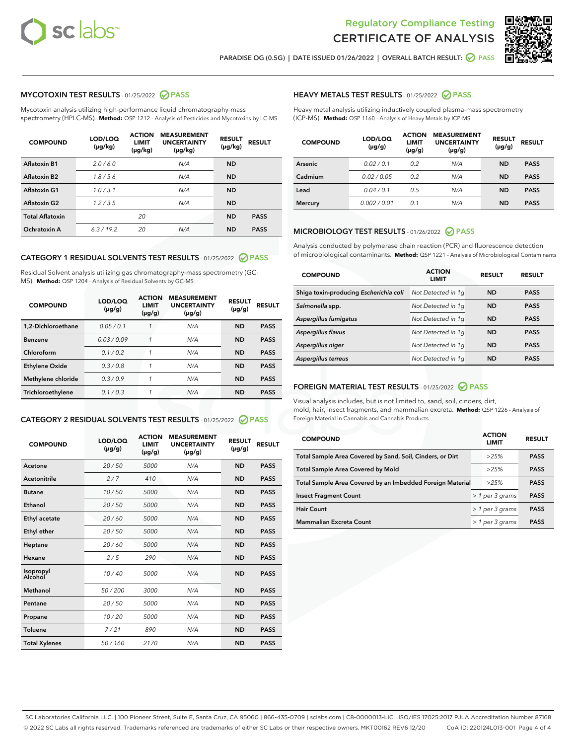Regulatory Compliance Testing
CERTIFICATE OF ANALYSIS

PARADISE OG (0.5G) | DATE ISSUED 01/26/2022 | OVERALL BATCH RESULT: PASS

## MYCOTOXIN TEST RESULTS - 01/25/2022 PASS

Mycotoxin analysis utilizing high-performance liquid chromatography-mass spectrometry (HPLC-MS). **Method:** QSP 1212 - Analysis of Pesticides and Mycotoxins by LC-MS

| COMPOUND | LOD/LOQ (µg/kg) | ACTION LIMIT (µg/kg) | MEASUREMENT UNCERTAINTY (µg/kg) | RESULT (µg/kg) | RESULT |
|---|---|---|---|---|---|
| Aflatoxin B1 | 2.0 / 6.0 | | N/A | ND | |
| Aflatoxin B2 | 1.8 / 5.6 | | N/A | ND | |
| Aflatoxin G1 | 1.0 / 3.1 | | N/A | ND | |
| Aflatoxin G2 | 1.2 / 3.5 | | N/A | ND | |
| Total Aflatoxin | | 20 | | ND | PASS |
| Ochratoxin A | 6.3 / 19.2 | 20 | N/A | ND | PASS |

## CATEGORY 1 RESIDUAL SOLVENTS TEST RESULTS - 01/25/2022 PASS

Residual Solvent analysis utilizing gas chromatography-mass spectrometry (GC-MS). **Method:** QSP 1204 - Analysis of Residual Solvents by GC-MS

| COMPOUND | LOD/LOQ (µg/g) | ACTION LIMIT (µg/g) | MEASUREMENT UNCERTAINTY (µg/g) | RESULT (µg/g) | RESULT |
|---|---|---|---|---|---|
| 1,2-Dichloroethane | 0.05 / 0.1 | 1 | N/A | ND | PASS |
| Benzene | 0.03 / 0.09 | 1 | N/A | ND | PASS |
| Chloroform | 0.1 / 0.2 | 1 | N/A | ND | PASS |
| Ethylene Oxide | 0.3 / 0.8 | 1 | N/A | ND | PASS |
| Methylene chloride | 0.3 / 0.9 | 1 | N/A | ND | PASS |
| Trichloroethylene | 0.1 / 0.3 | 1 | N/A | ND | PASS |

## CATEGORY 2 RESIDUAL SOLVENTS TEST RESULTS - 01/25/2022 PASS

| COMPOUND | LOD/LOQ (µg/g) | ACTION LIMIT (µg/g) | MEASUREMENT UNCERTAINTY (µg/g) | RESULT (µg/g) | RESULT |
|---|---|---|---|---|---|
| Acetone | 20 / 50 | 5000 | N/A | ND | PASS |
| Acetonitrile | 2 / 7 | 410 | N/A | ND | PASS |
| Butane | 10 / 50 | 5000 | N/A | ND | PASS |
| Ethanol | 20 / 50 | 5000 | N/A | ND | PASS |
| Ethyl acetate | 20 / 60 | 5000 | N/A | ND | PASS |
| Ethyl ether | 20 / 50 | 5000 | N/A | ND | PASS |
| Heptane | 20 / 60 | 5000 | N/A | ND | PASS |
| Hexane | 2 / 5 | 290 | N/A | ND | PASS |
| Isopropyl Alcohol | 10 / 40 | 5000 | N/A | ND | PASS |
| Methanol | 50 / 200 | 3000 | N/A | ND | PASS |
| Pentane | 20 / 50 | 5000 | N/A | ND | PASS |
| Propane | 10 / 20 | 5000 | N/A | ND | PASS |
| Toluene | 7 / 21 | 890 | N/A | ND | PASS |
| Total Xylenes | 50 / 160 | 2170 | N/A | ND | PASS |

## HEAVY METALS TEST RESULTS - 01/25/2022 PASS

Heavy metal analysis utilizing inductively coupled plasma-mass spectrometry (ICP-MS). **Method:** QSP 1160 - Analysis of Heavy Metals by ICP-MS

| COMPOUND | LOD/LOQ (µg/g) | ACTION LIMIT (µg/g) | MEASUREMENT UNCERTAINTY (µg/g) | RESULT (µg/g) | RESULT |
|---|---|---|---|---|---|
| Arsenic | 0.02 / 0.1 | 0.2 | N/A | ND | PASS |
| Cadmium | 0.02 / 0.05 | 0.2 | N/A | ND | PASS |
| Lead | 0.04 / 0.1 | 0.5 | N/A | ND | PASS |
| Mercury | 0.002 / 0.01 | 0.1 | N/A | ND | PASS |

## MICROBIOLOGY TEST RESULTS - 01/26/2022 PASS

Analysis conducted by polymerase chain reaction (PCR) and fluorescence detection of microbiological contaminants. **Method:** QSP 1221 - Analysis of Microbiological Contaminants

| COMPOUND | ACTION LIMIT | RESULT | RESULT |
|---|---|---|---|
| Shiga toxin-producing *Escherichia coli* | Not Detected in 1g | ND | PASS |
| *Salmonella* spp. | Not Detected in 1g | ND | PASS |
| *Aspergillus fumigatus* | Not Detected in 1g | ND | PASS |
| *Aspergillus flavus* | Not Detected in 1g | ND | PASS |
| *Aspergillus niger* | Not Detected in 1g | ND | PASS |
| *Aspergillus terreus* | Not Detected in 1g | ND | PASS |

## FOREIGN MATERIAL TEST RESULTS - 01/25/2022 PASS

Visual analysis includes, but is not limited to, sand, soil, cinders, dirt, mold, hair, insect fragments, and mammalian excreta. **Method:** QSP 1226 - Analysis of Foreign Material in Cannabis and Cannabis Products

| COMPOUND | ACTION LIMIT | RESULT |
|---|---|---|
| Total Sample Area Covered by Sand, Soil, Cinders, or Dirt | >25% | PASS |
| Total Sample Area Covered by Mold | >25% | PASS |
| Total Sample Area Covered by an Imbedded Foreign Material | >25% | PASS |
| Insect Fragment Count | > 1 per 3 grams | PASS |
| Hair Count | > 1 per 3 grams | PASS |
| Mammalian Excreta Count | > 1 per 3 grams | PASS |

SC Laboratories California LLC. | 100 Pioneer Street, Suite E, Santa Cruz, CA 95060 | 866-435-0709 | sclabs.com | C8-0000013-LIC | ISO/IES 17025:2017 PJLA Accreditation Number 87168
© 2022 SC Labs all rights reserved. Trademarks referenced are trademarks of either SC Labs or their respective owners. MKT00162 REV6 12/20 CoA ID: 220124L013-001